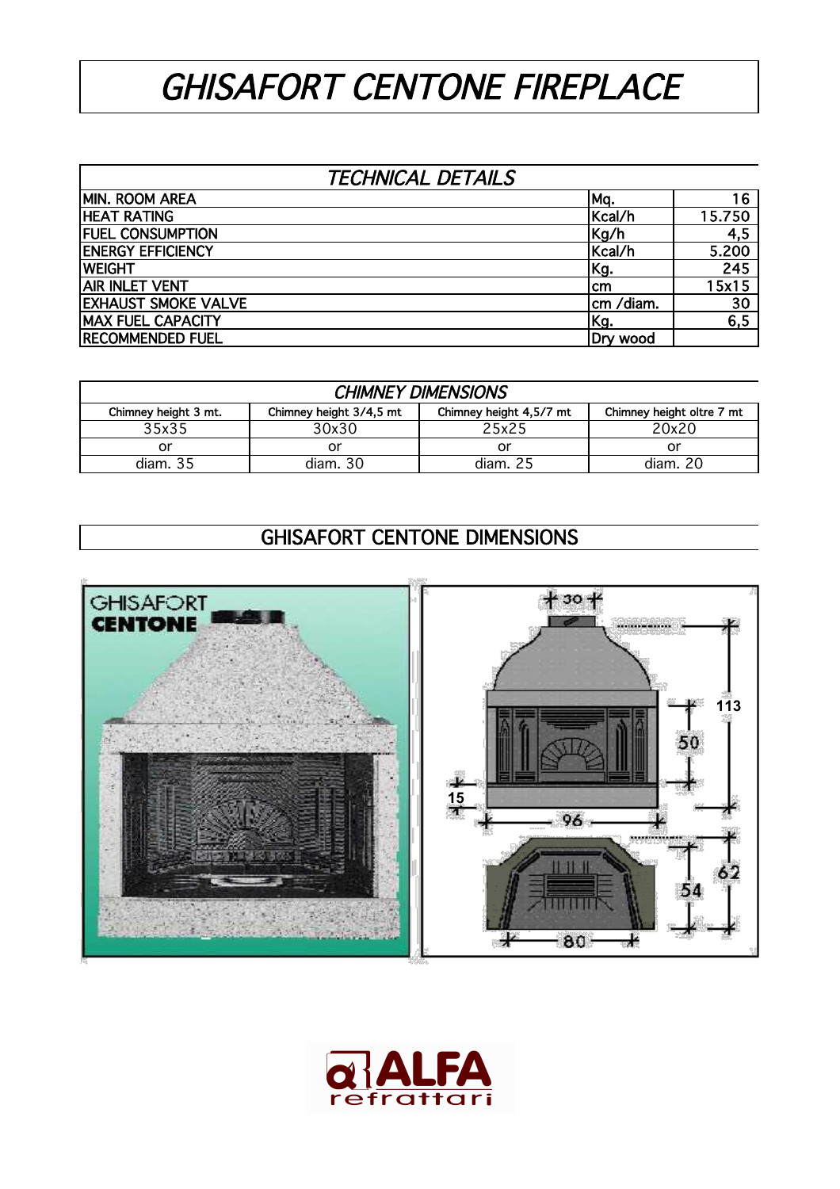# GHISAFORT CENTONE FIREPLACE

| TECHNICAL DETAILS | | |
|---|---|---|
| MIN. ROOM AREA | Mq. | 16 |
| HEAT RATING | Kcal/h | 15.750 |
| FUEL CONSUMPTION | Kg/h | 4,5 |
| ENERGY EFFICIENCY | Kcal/h | 5.200 |
| WEIGHT | Kg. | 245 |
| AIR INLET VENT | cm | 15x15 |
| EXHAUST SMOKE VALVE | cm /diam. | 30 |
| MAX FUEL CAPACITY | Kg. | 6,5 |
| RECOMMENDED FUEL | Dry wood | |

| CHIMNEY DIMENSIONS | | | |
|---|---|---|---|
| Chimney height 3 mt. | Chimney height 3/4,5 mt | Chimney height 4,5/7 mt | Chimney height oltre 7 mt |
| 35x35 | 30x30 | 25x25 | 20x20 |
| or | or | or | or |
| diam. 35 | diam. 30 | diam. 25 | diam. 20 |

## GHISAFORT CENTONE DIMENSIONS

GHISAFORT CENTONE

30, 113, 50, 15, 96, 62, 54, 80

ALFA refrattari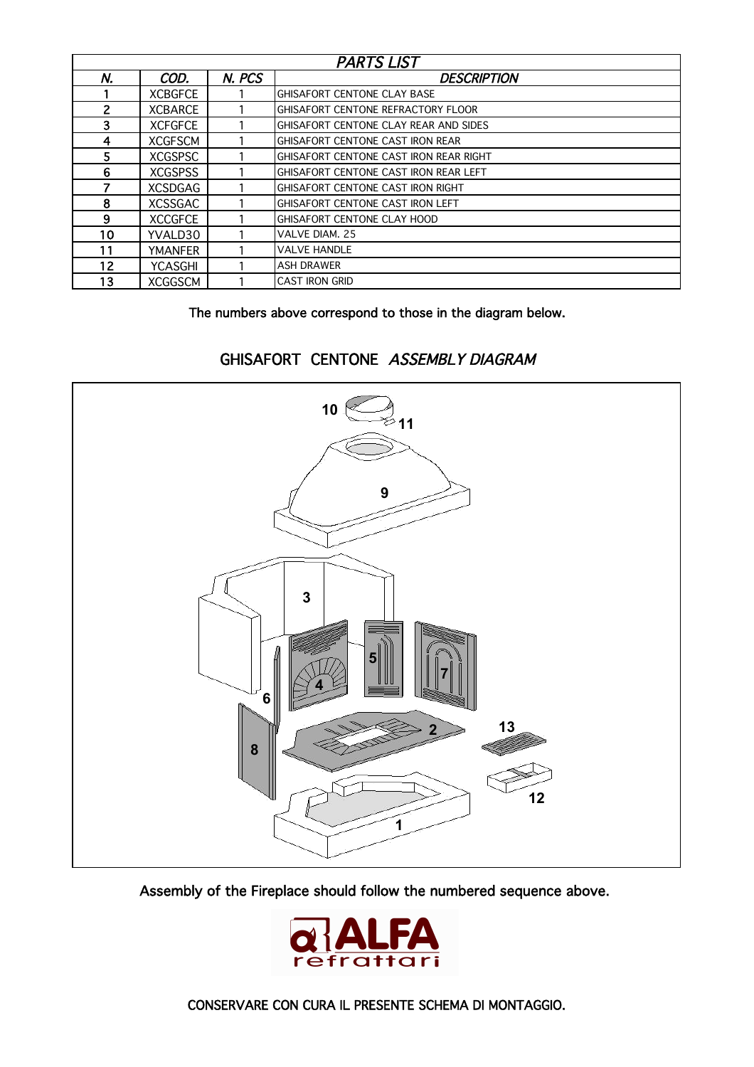| PARTS LIST | | | |
|---|---|---|---|
| *N.* | *COD.* | *N. PCS* | *DESCRIPTION* |
| 1 | XCBGFCE | 1 | GHISAFORT CENTONE CLAY BASE |
| 2 | XCBARCE | 1 | GHISAFORT CENTONE REFRACTORY FLOOR |
| 3 | XCFGFCE | 1 | GHISAFORT CENTONE CLAY REAR AND SIDES |
| 4 | XCGFSCM | 1 | GHISAFORT CENTONE CAST IRON REAR |
| 5 | XCGSPSC | 1 | GHISAFORT CENTONE CAST IRON REAR RIGHT |
| 6 | XCGSPSS | 1 | GHISAFORT CENTONE CAST IRON REAR LEFT |
| 7 | XCSDGAG | 1 | GHISAFORT CENTONE CAST IRON RIGHT |
| 8 | XCSSGAC | 1 | GHISAFORT CENTONE CAST IRON LEFT |
| 9 | XCCGFCE | 1 | GHISAFORT CENTONE CLAY HOOD |
| 10 | YVALD30 | 1 | VALVE DIAM. 25 |
| 11 | YMANFER | 1 | VALVE HANDLE |
| 12 | YCASGHI | 1 | ASH DRAWER |
| 13 | XCGGSCM | 1 | CAST IRON GRID |

The numbers above correspond to those in the diagram below.

## GHISAFORT CENTONE *ASSEMBLY DIAGRAM*

10
11
9
3
5
7
4
6
2
13
8
12
1

Assembly of the Fireplace should follow the numbered sequence above.

ALFA refrattari

CONSERVARE CON CURA IL PRESENTE SCHEMA DI MONTAGGIO.